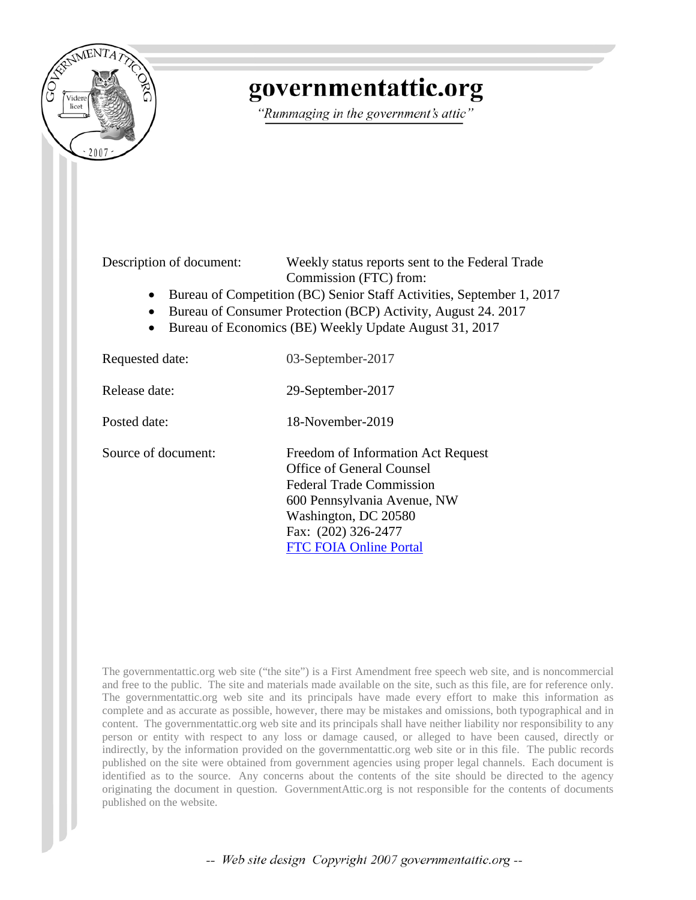# governmentattic.org

*"Rummaging in the government's attic"*

Description of document: Weekly status reports sent to the Federal Trade Commission (FTC) from:

- Bureau of Competition (BC) Senior Staff Activities, September 1, 2017
- Bureau of Consumer Protection (BCP) Activity, August 24. 2017
- Bureau of Economics (BE) Weekly Update August 31, 2017

Requested date: 03-September-2017

Release date: 29-September-2017

Posted date: 18-November-2019

Source of document: Freedom of Information Act Request
Office of General Counsel
Federal Trade Commission
600 Pennsylvania Avenue, NW
Washington, DC 20580
Fax: (202) 326-2477
[FTC FOIA Online Portal]

The governmentattic.org web site ("the site") is a First Amendment free speech web site, and is noncommercial and free to the public. The site and materials made available on the site, such as this file, are for reference only. The governmentattic.org web site and its principals have made every effort to make this information as complete and as accurate as possible, however, there may be mistakes and omissions, both typographical and in content. The governmentattic.org web site and its principals shall have neither liability nor responsibility to any person or entity with respect to any loss or damage caused, or alleged to have been caused, directly or indirectly, by the information provided on the governmentattic.org web site or in this file. The public records published on the site were obtained from government agencies using proper legal channels. Each document is identified as to the source. Any concerns about the contents of the site should be directed to the agency originating the document in question. GovernmentAttic.org is not responsible for the contents of documents published on the website.

-- Web site design Copyright 2007 governmentattic.org --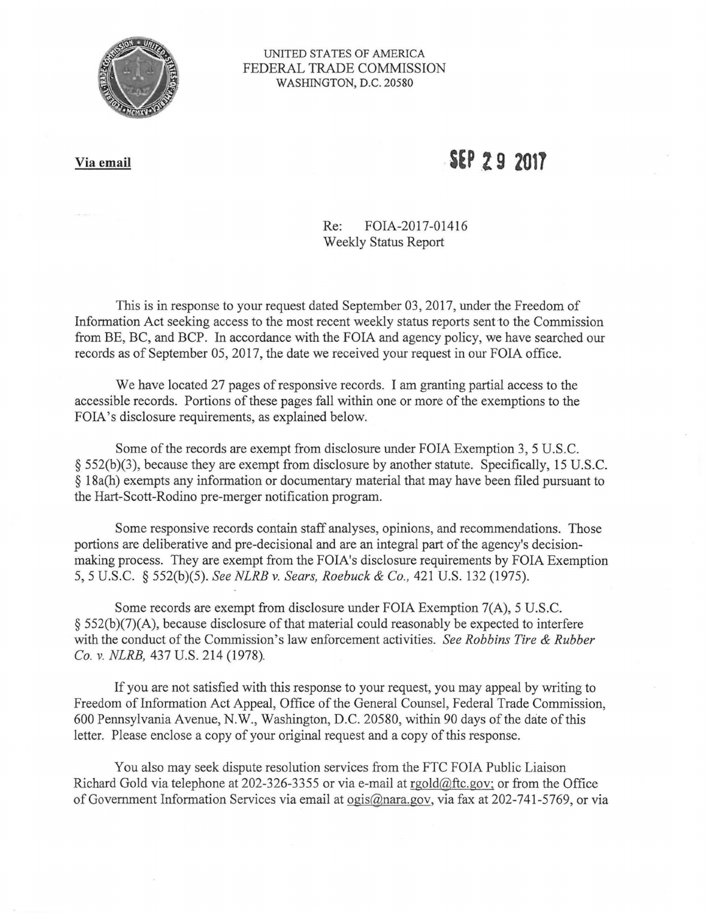UNITED STATES OF AMERICA
FEDERAL TRADE COMMISSION
WASHINGTON, D.C. 20580

**Via email**

**SEP 29 2017**

Re: FOIA-2017-01416
Weekly Status Report

This is in response to your request dated September 03, 2017, under the Freedom of Information Act seeking access to the most recent weekly status reports sent to the Commission from BE, BC, and BCP. In accordance with the FOIA and agency policy, we have searched our records as of September 05, 2017, the date we received your request in our FOIA office.

We have located 27 pages of responsive records. I am granting partial access to the accessible records. Portions of these pages fall within one or more of the exemptions to the FOIA's disclosure requirements, as explained below.

Some of the records are exempt from disclosure under FOIA Exemption 3, 5 U.S.C. § 552(b)(3), because they are exempt from disclosure by another statute. Specifically, 15 U.S.C. § 18a(h) exempts any information or documentary material that may have been filed pursuant to the Hart-Scott-Rodino pre-merger notification program.

Some responsive records contain staff analyses, opinions, and recommendations. Those portions are deliberative and pre-decisional and are an integral part of the agency's decision-making process. They are exempt from the FOIA's disclosure requirements by FOIA Exemption 5, 5 U.S.C. § 552(b)(5). *See NLRB v. Sears, Roebuck & Co.,* 421 U.S. 132 (1975).

Some records are exempt from disclosure under FOIA Exemption 7(A), 5 U.S.C. § 552(b)(7)(A), because disclosure of that material could reasonably be expected to interfere with the conduct of the Commission's law enforcement activities. *See Robbins Tire & Rubber Co. v. NLRB,* 437 U.S. 214 (1978).

If you are not satisfied with this response to your request, you may appeal by writing to Freedom of Information Act Appeal, Office of the General Counsel, Federal Trade Commission, 600 Pennsylvania Avenue, N.W., Washington, D.C. 20580, within 90 days of the date of this letter. Please enclose a copy of your original request and a copy of this response.

You also may seek dispute resolution services from the FTC FOIA Public Liaison Richard Gold via telephone at 202-326-3355 or via e-mail at rgold@ftc.gov; or from the Office of Government Information Services via email at ogis@nara.gov, via fax at 202-741-5769, or via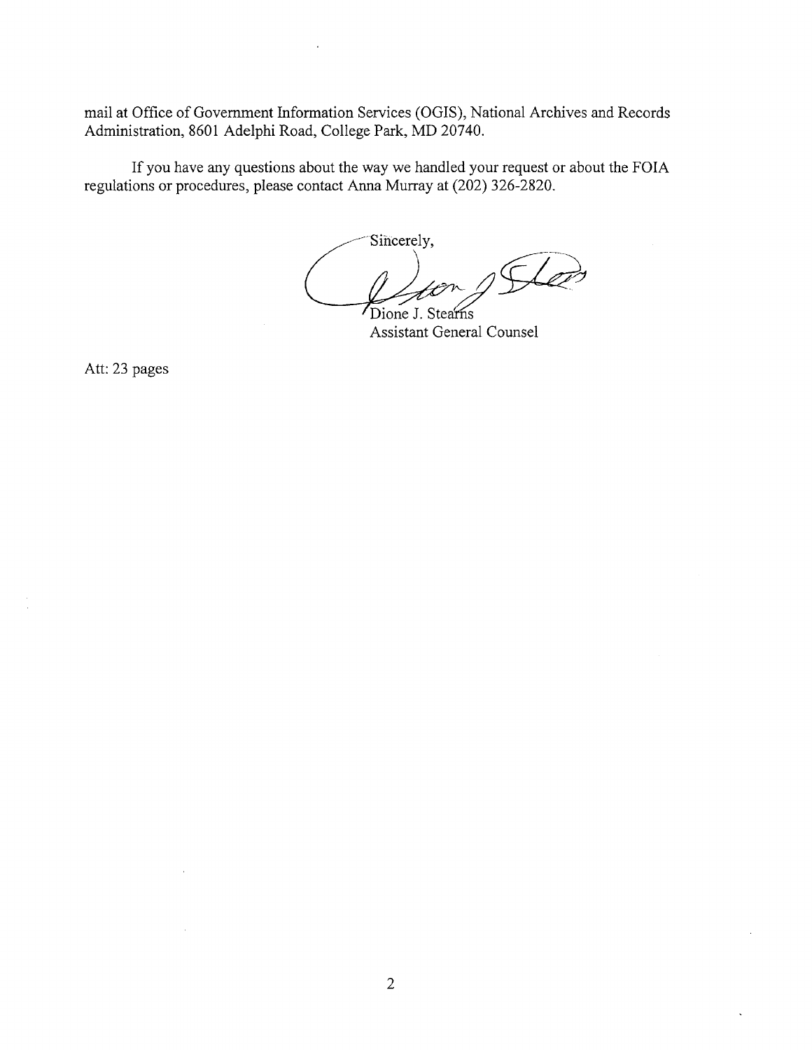mail at Office of Government Information Services (OGIS), National Archives and Records Administration, 8601 Adelphi Road, College Park, MD 20740.

If you have any questions about the way we handled your request or about the FOIA regulations or procedures, please contact Anna Murray at (202) 326-2820.

Sincerely,

Dione J. Stearns
Assistant General Counsel

Att: 23 pages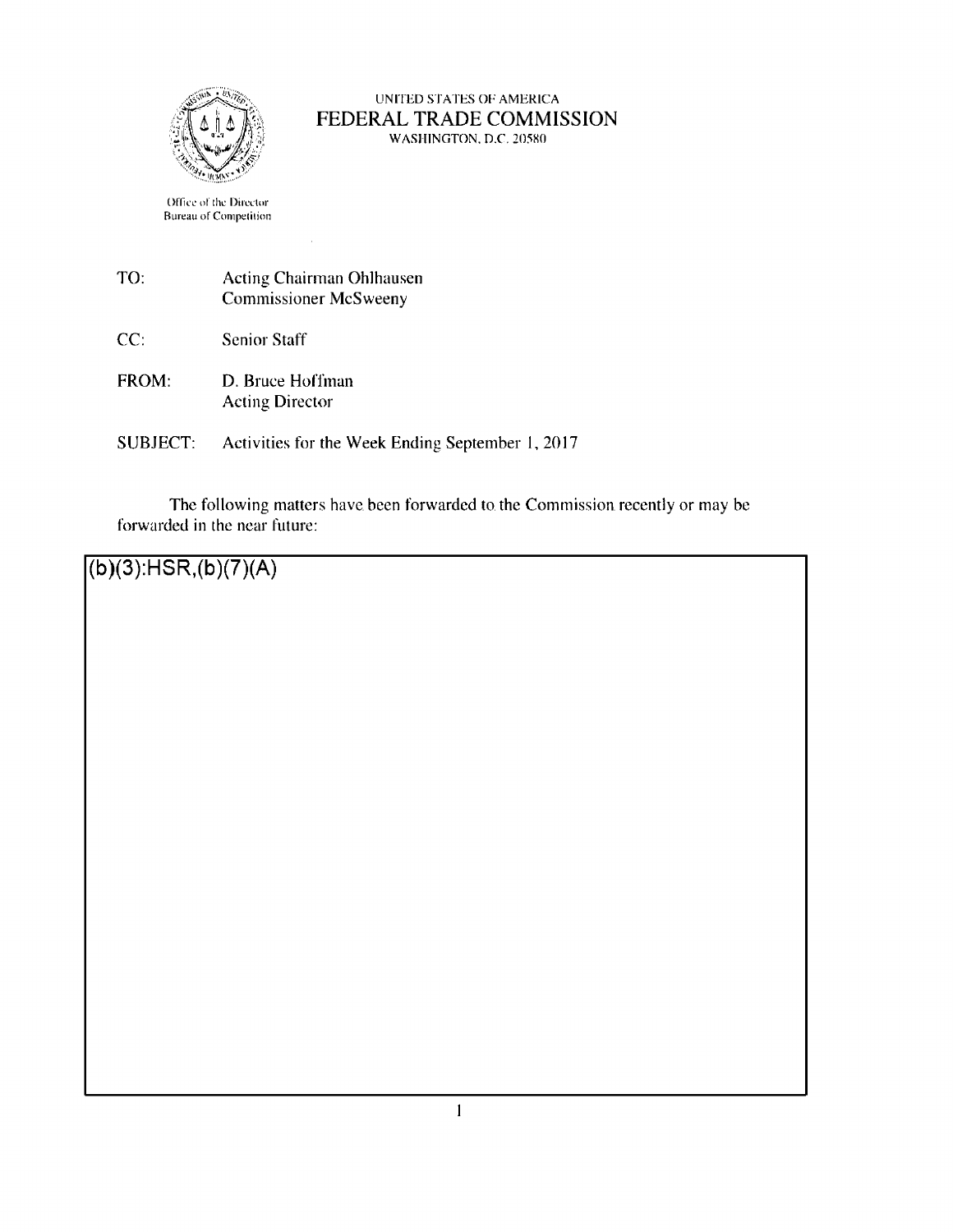UNITED STATES OF AMERICA
FEDERAL TRADE COMMISSION
WASHINGTON, D.C. 20580

Office of the Director
Bureau of Competition

TO: Acting Chairman Ohlhausen
Commissioner McSweeny

CC: Senior Staff

FROM: D. Bruce Hoffman
Acting Director

SUBJECT: Activities for the Week Ending September 1, 2017

The following matters have been forwarded to the Commission recently or may be forwarded in the near future:

(b)(3):HSR,(b)(7)(A)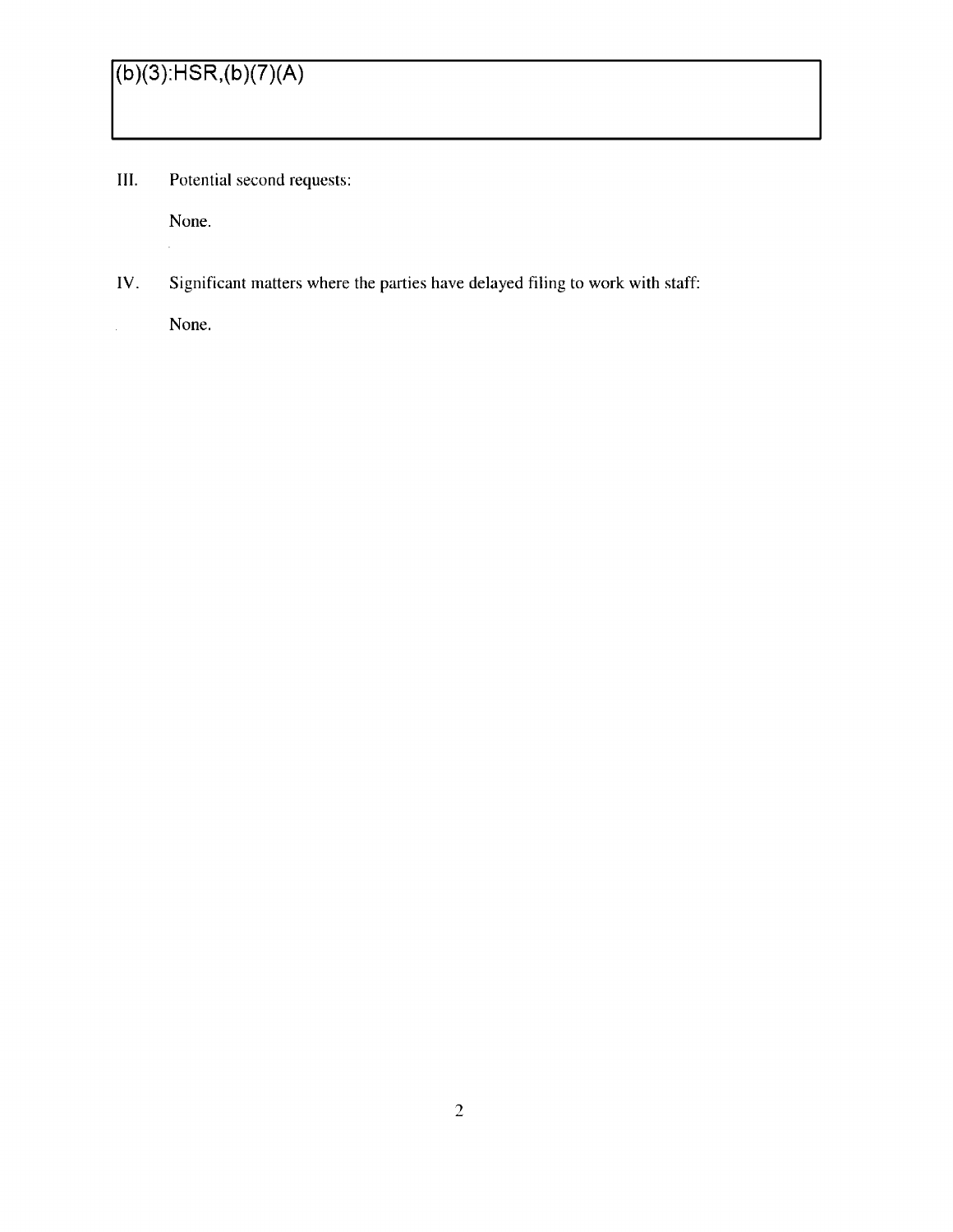(b)(3):HSR,(b)(7)(A)

III. Potential second requests:

None.

IV. Significant matters where the parties have delayed filing to work with staff:

None.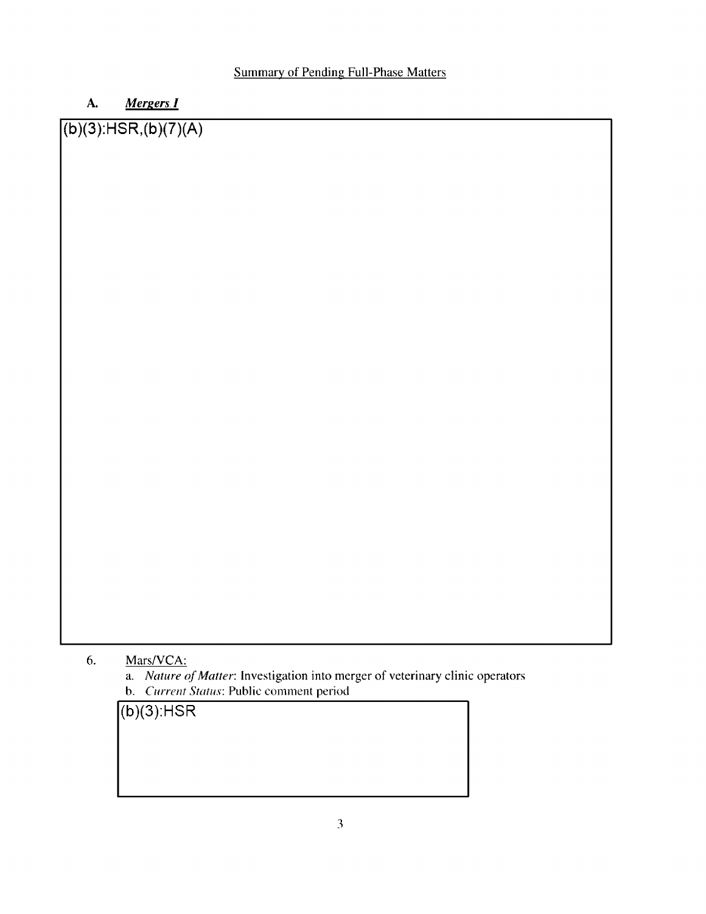Summary of Pending Full-Phase Matters

**A. *Mergers I***

(b)(3):HSR,(b)(7)(A)

6. Mars/VCA:
   a. *Nature of Matter*: Investigation into merger of veterinary clinic operators
   b. *Current Status*: Public comment period

   (b)(3):HSR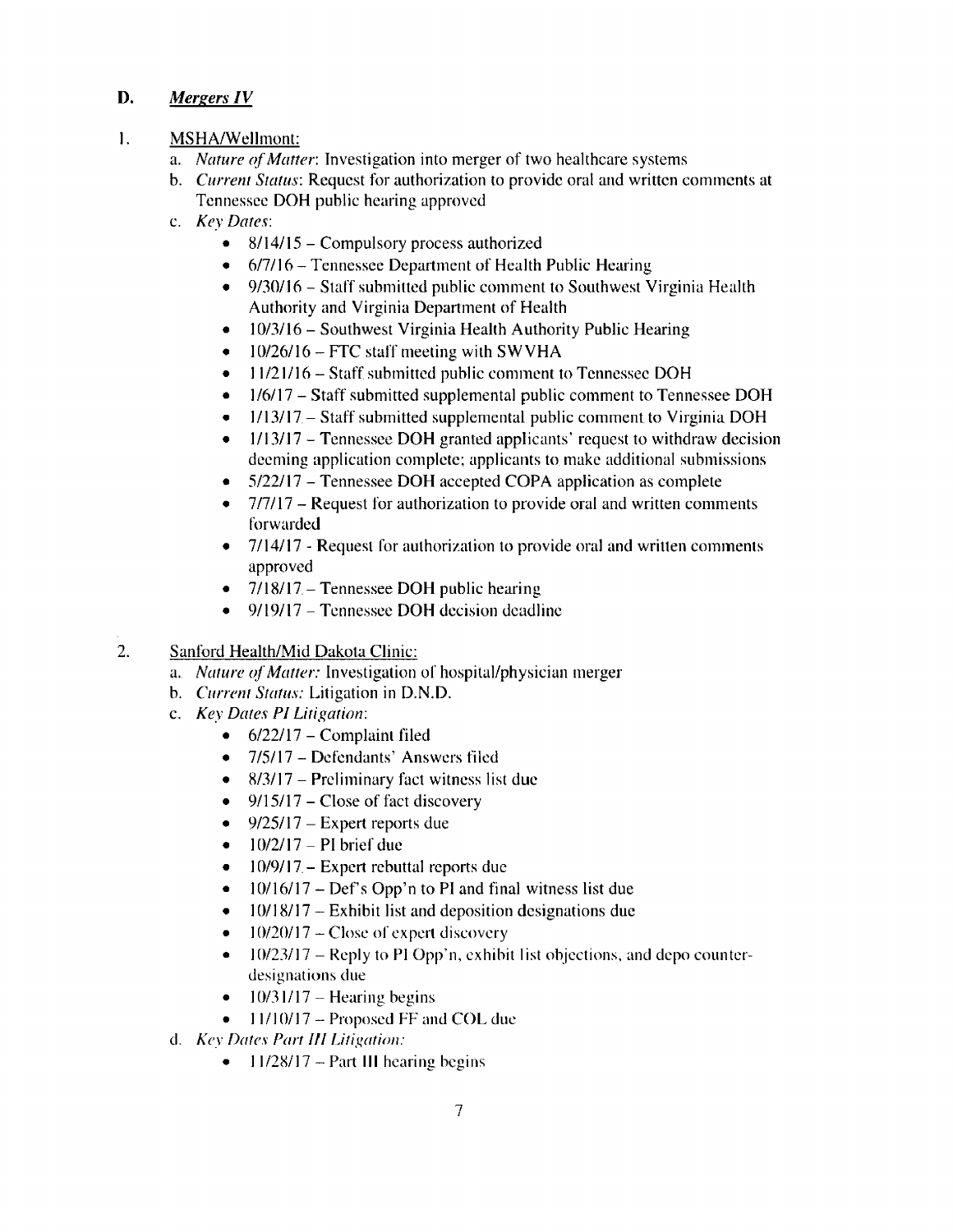## D. *Mergers IV*

1. MSHA/Wellmont:
   a. *Nature of Matter*: Investigation into merger of two healthcare systems
   b. *Current Status*: Request for authorization to provide oral and written comments at Tennessee DOH public hearing approved
   c. *Key Dates*:
      - 8/14/15 – Compulsory process authorized
      - 6/7/16 – Tennessee Department of Health Public Hearing
      - 9/30/16 – Staff submitted public comment to Southwest Virginia Health Authority and Virginia Department of Health
      - 10/3/16 – Southwest Virginia Health Authority Public Hearing
      - 10/26/16 – FTC staff meeting with SWVHA
      - 11/21/16 – Staff submitted public comment to Tennessee DOH
      - 1/6/17 – Staff submitted supplemental public comment to Tennessee DOH
      - 1/13/17 – Staff submitted supplemental public comment to Virginia DOH
      - 1/13/17 – Tennessee DOH granted applicants' request to withdraw decision deeming application complete; applicants to make additional submissions
      - 5/22/17 – Tennessee DOH accepted COPA application as complete
      - 7/7/17 – Request for authorization to provide oral and written comments forwarded
      - 7/14/17 - Request for authorization to provide oral and written comments approved
      - 7/18/17 – Tennessee DOH public hearing
      - 9/19/17 – Tennessee DOH decision deadline

2. Sanford Health/Mid Dakota Clinic:
   a. *Nature of Matter:* Investigation of hospital/physician merger
   b. *Current Status:* Litigation in D.N.D.
   c. *Key Dates PI Litigation*:
      - 6/22/17 – Complaint filed
      - 7/5/17 – Defendants' Answers filed
      - 8/3/17 – Preliminary fact witness list due
      - 9/15/17 – Close of fact discovery
      - 9/25/17 – Expert reports due
      - 10/2/17 – PI brief due
      - 10/9/17 – Expert rebuttal reports due
      - 10/16/17 – Def's Opp'n to PI and final witness list due
      - 10/18/17 – Exhibit list and deposition designations due
      - 10/20/17 – Close of expert discovery
      - 10/23/17 – Reply to PI Opp'n, exhibit list objections, and depo counter-designations due
      - 10/31/17 – Hearing begins
      - 11/10/17 – Proposed FF and COL due
   d. *Key Dates Part III Litigation:*
      - 11/28/17 – Part III hearing begins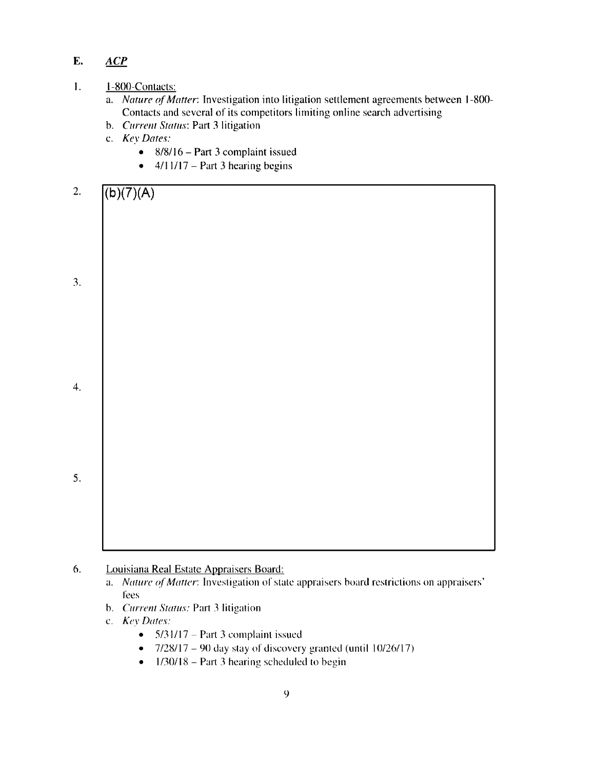## E. *ACP*

1. 1-800-Contacts:
   a. *Nature of Matter*: Investigation into litigation settlement agreements between 1-800-Contacts and several of its competitors limiting online search advertising
   b. *Current Status*: Part 3 litigation
   c. *Key Dates:*
      - 8/8/16 – Part 3 complaint issued
      - 4/11/17 – Part 3 hearing begins

2. (b)(7)(A)

3.

4.

5.

6. Louisiana Real Estate Appraisers Board:
   a. *Nature of Matter*: Investigation of state appraisers board restrictions on appraisers' fees
   b. *Current Status:* Part 3 litigation
   c. *Key Dates:*
      - 5/31/17 – Part 3 complaint issued
      - 7/28/17 – 90 day stay of discovery granted (until 10/26/17)
      - 1/30/18 – Part 3 hearing scheduled to begin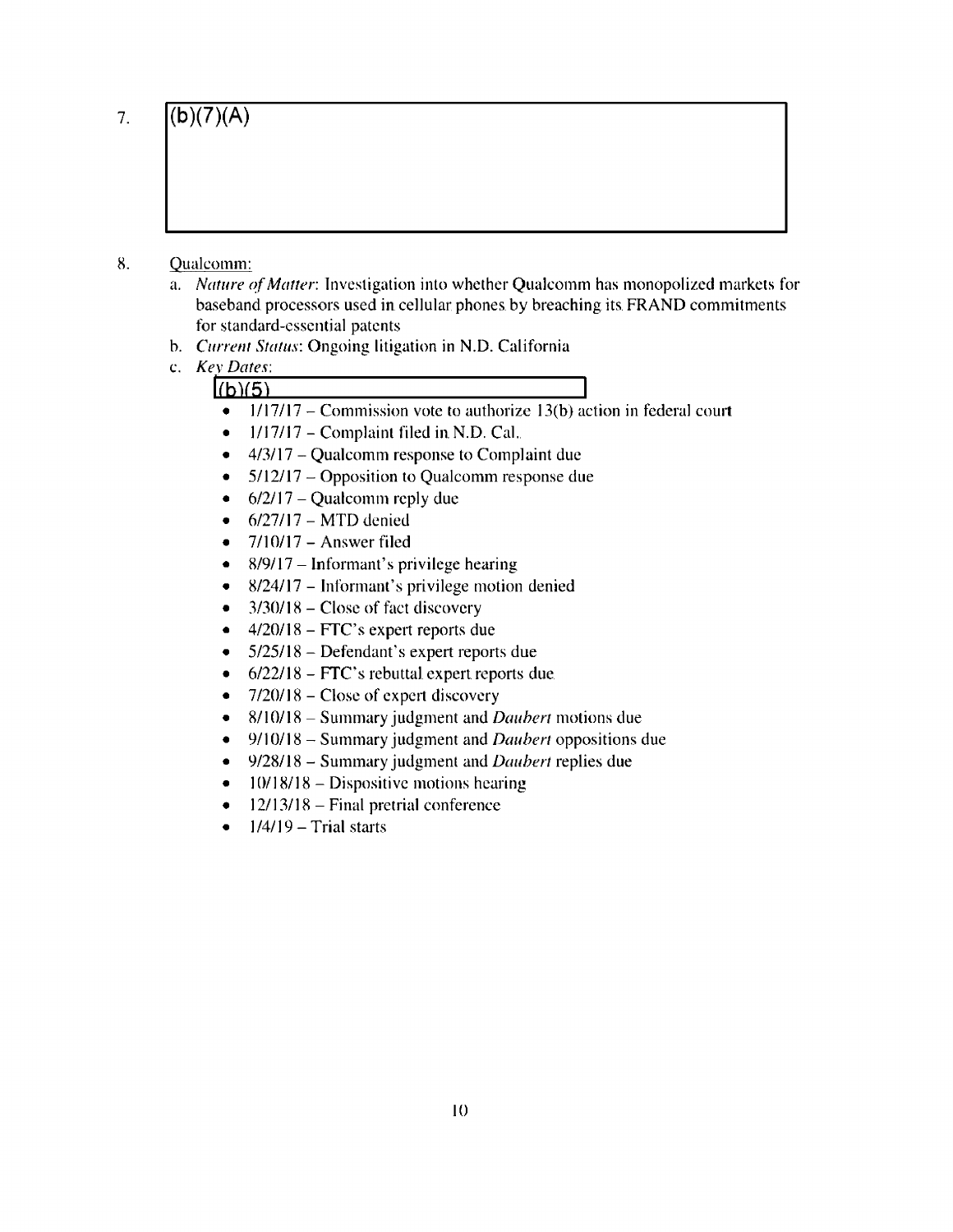7. (b)(7)(A)

8. Qualcomm:
   a. *Nature of Matter*: Investigation into whether Qualcomm has monopolized markets for baseband processors used in cellular phones by breaching its FRAND commitments for standard-essential patents
   b. *Current Status*: Ongoing litigation in N.D. California
   c. *Key Dates*:
      (b)(5)
      - 1/17/17 – Commission vote to authorize 13(b) action in federal court
      - 1/17/17 – Complaint filed in N.D. Cal.
      - 4/3/17 – Qualcomm response to Complaint due
      - 5/12/17 – Opposition to Qualcomm response due
      - 6/2/17 – Qualcomm reply due
      - 6/27/17 – MTD denied
      - 7/10/17 – Answer filed
      - 8/9/17 – Informant's privilege hearing
      - 8/24/17 – Informant's privilege motion denied
      - 3/30/18 – Close of fact discovery
      - 4/20/18 – FTC's expert reports due
      - 5/25/18 – Defendant's expert reports due
      - 6/22/18 – FTC's rebuttal expert reports due
      - 7/20/18 – Close of expert discovery
      - 8/10/18 – Summary judgment and *Daubert* motions due
      - 9/10/18 – Summary judgment and *Daubert* oppositions due
      - 9/28/18 – Summary judgment and *Daubert* replies due
      - 10/18/18 – Dispositive motions hearing
      - 12/13/18 – Final pretrial conference
      - 1/4/19 – Trial starts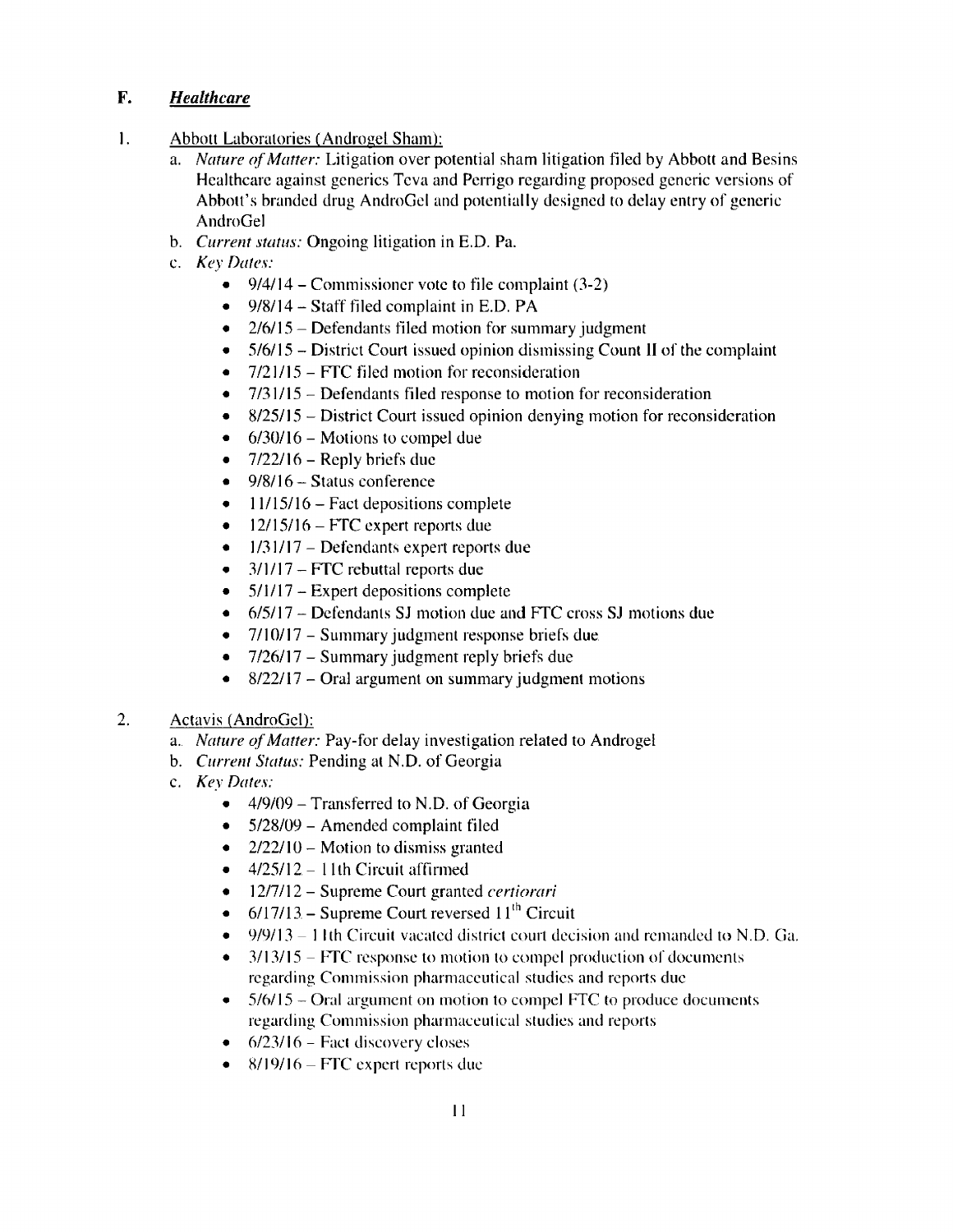## F. ***Healthcare***

1. Abbott Laboratories (Androgel Sham):
   a. *Nature of Matter:* Litigation over potential sham litigation filed by Abbott and Besins Healthcare against generics Teva and Perrigo regarding proposed generic versions of Abbott's branded drug AndroGel and potentially designed to delay entry of generic AndroGel
   b. *Current status:* Ongoing litigation in E.D. Pa.
   c. *Key Dates:*
      - 9/4/14 – Commissioner vote to file complaint (3-2)
      - 9/8/14 – Staff filed complaint in E.D. PA
      - 2/6/15 – Defendants filed motion for summary judgment
      - 5/6/15 – District Court issued opinion dismissing Count II of the complaint
      - 7/21/15 – FTC filed motion for reconsideration
      - 7/31/15 – Defendants filed response to motion for reconsideration
      - 8/25/15 – District Court issued opinion denying motion for reconsideration
      - 6/30/16 – Motions to compel due
      - 7/22/16 – Reply briefs due
      - 9/8/16 – Status conference
      - 11/15/16 – Fact depositions complete
      - 12/15/16 – FTC expert reports due
      - 1/31/17 – Defendants expert reports due
      - 3/1/17 – FTC rebuttal reports due
      - 5/1/17 – Expert depositions complete
      - 6/5/17 – Defendants SJ motion due and FTC cross SJ motions due
      - 7/10/17 – Summary judgment response briefs due
      - 7/26/17 – Summary judgment reply briefs due
      - 8/22/17 – Oral argument on summary judgment motions

2. Actavis (AndroGel):
   a. *Nature of Matter:* Pay-for delay investigation related to Androgel
   b. *Current Status:* Pending at N.D. of Georgia
   c. *Key Dates:*
      - 4/9/09 – Transferred to N.D. of Georgia
      - 5/28/09 – Amended complaint filed
      - 2/22/10 – Motion to dismiss granted
      - 4/25/12 – 11th Circuit affirmed
      - 12/7/12 – Supreme Court granted *certiorari*
      - 6/17/13 – Supreme Court reversed 11th Circuit
      - 9/9/13 – 11th Circuit vacated district court decision and remanded to N.D. Ga.
      - 3/13/15 – FTC response to motion to compel production of documents regarding Commission pharmaceutical studies and reports due
      - 5/6/15 – Oral argument on motion to compel FTC to produce documents regarding Commission pharmaceutical studies and reports
      - 6/23/16 – Fact discovery closes
      - 8/19/16 – FTC expert reports due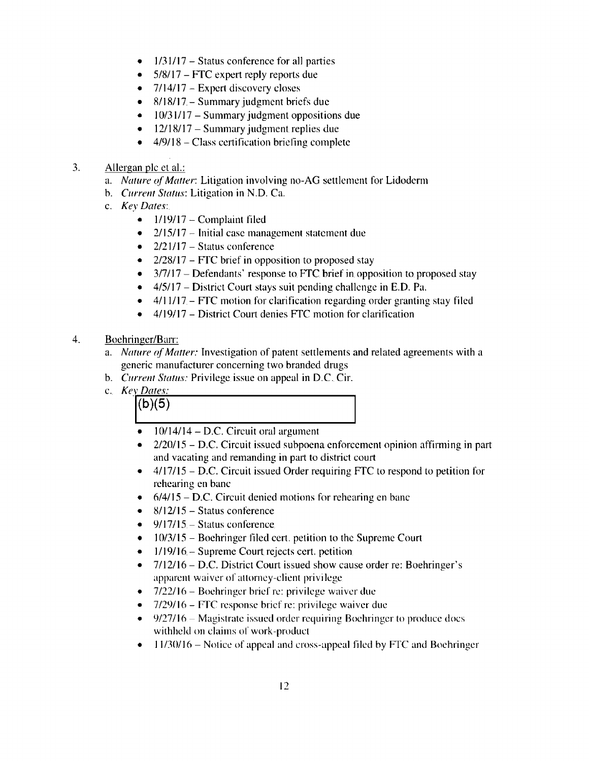- 1/31/17 – Status conference for all parties
- 5/8/17 – FTC expert reply reports due
- 7/14/17 – Expert discovery closes
- 8/18/17 – Summary judgment briefs due
- 10/31/17 – Summary judgment oppositions due
- 12/18/17 – Summary judgment replies due
- 4/9/18 – Class certification briefing complete

3. Allergan plc et al.:
   a. *Nature of Matter*: Litigation involving no-AG settlement for Lidoderm
   b. *Current Status*: Litigation in N.D. Ca.
   c. *Key Dates*:
      - 1/19/17 – Complaint filed
      - 2/15/17 – Initial case management statement due
      - 2/21/17 – Status conference
      - 2/28/17 – FTC brief in opposition to proposed stay
      - 3/7/17 – Defendants' response to FTC brief in opposition to proposed stay
      - 4/5/17 – District Court stays suit pending challenge in E.D. Pa.
      - 4/11/17 – FTC motion for clarification regarding order granting stay filed
      - 4/19/17 – District Court denies FTC motion for clarification

4. Boehringer/Barr:
   a. *Nature of Matter:* Investigation of patent settlements and related agreements with a generic manufacturer concerning two branded drugs
   b. *Current Status:* Privilege issue on appeal in D.C. Cir.
   c. *Key Dates:*

      (b)(5)

      - 10/14/14 – D.C. Circuit oral argument
      - 2/20/15 – D.C. Circuit issued subpoena enforcement opinion affirming in part and vacating and remanding in part to district court
      - 4/17/15 – D.C. Circuit issued Order requiring FTC to respond to petition for rehearing en banc
      - 6/4/15 – D.C. Circuit denied motions for rehearing en banc
      - 8/12/15 – Status conference
      - 9/17/15 – Status conference
      - 10/3/15 – Boehringer filed cert. petition to the Supreme Court
      - 1/19/16 – Supreme Court rejects cert. petition
      - 7/12/16 – D.C. District Court issued show cause order re: Boehringer's apparent waiver of attorney-client privilege
      - 7/22/16 – Boehringer brief re: privilege waiver due
      - 7/29/16 – FTC response brief re: privilege waiver due
      - 9/27/16 – Magistrate issued order requiring Boehringer to produce docs withheld on claims of work-product
      - 11/30/16 – Notice of appeal and cross-appeal filed by FTC and Boehringer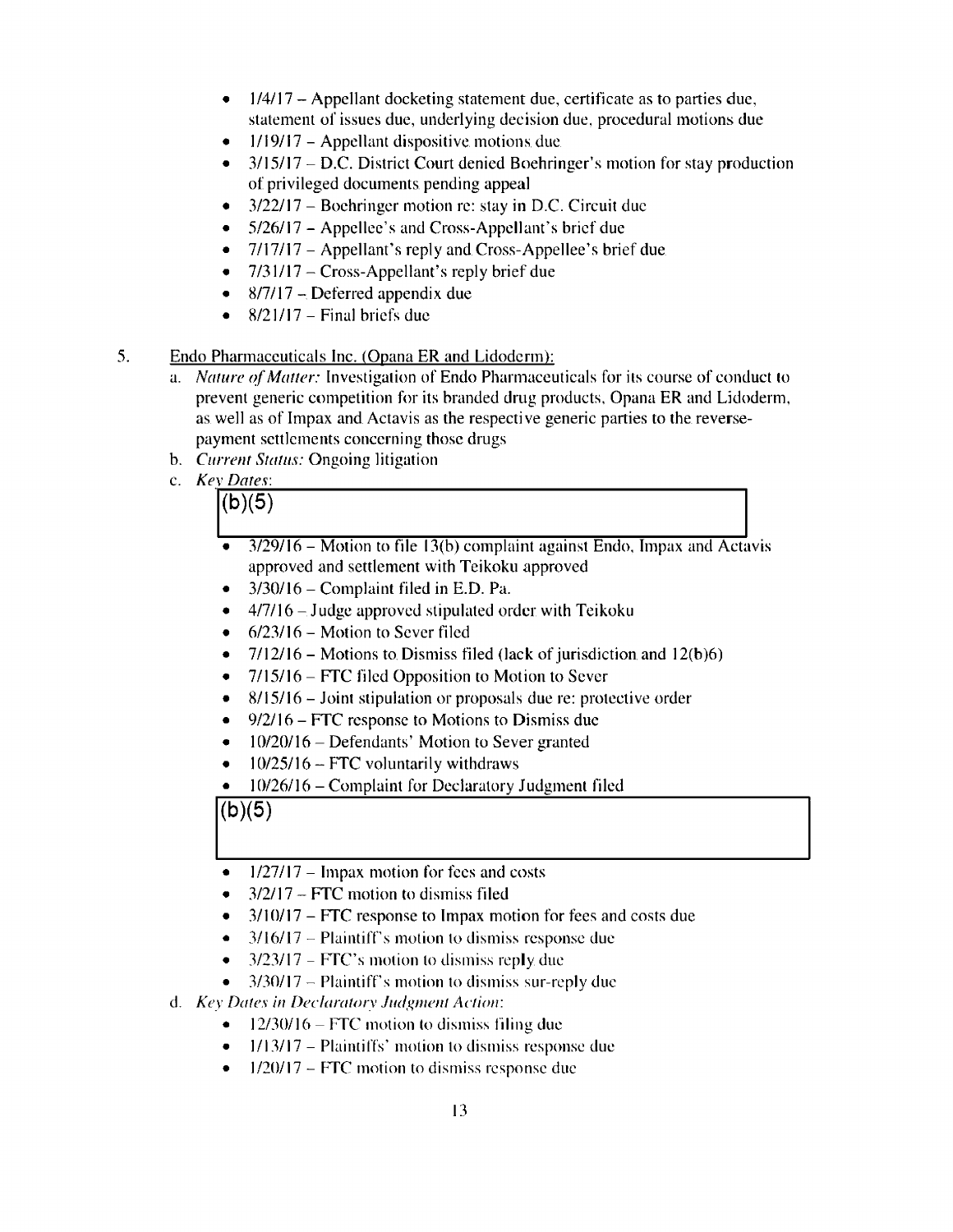- 1/4/17 – Appellant docketing statement due, certificate as to parties due, statement of issues due, underlying decision due, procedural motions due
- 1/19/17 – Appellant dispositive motions due
- 3/15/17 – D.C. District Court denied Boehringer's motion for stay production of privileged documents pending appeal
- 3/22/17 – Boehringer motion re: stay in D.C. Circuit due
- 5/26/17 – Appellee's and Cross-Appellant's brief due
- 7/17/17 – Appellant's reply and Cross-Appellee's brief due
- 7/31/17 – Cross-Appellant's reply brief due
- 8/7/17 – Deferred appendix due
- 8/21/17 – Final briefs due

5. Endo Pharmaceuticals Inc. (Opana ER and Lidoderm):
   a. *Nature of Matter:* Investigation of Endo Pharmaceuticals for its course of conduct to prevent generic competition for its branded drug products, Opana ER and Lidoderm, as well as of Impax and Actavis as the respective generic parties to the reverse-payment settlements concerning those drugs
   b. *Current Status:* Ongoing litigation
   c. *Key Dates:*

      (b)(5)

      - 3/29/16 – Motion to file 13(b) complaint against Endo, Impax and Actavis approved and settlement with Teikoku approved
      - 3/30/16 – Complaint filed in E.D. Pa.
      - 4/7/16 – Judge approved stipulated order with Teikoku
      - 6/23/16 – Motion to Sever filed
      - 7/12/16 – Motions to Dismiss filed (lack of jurisdiction and 12(b)6)
      - 7/15/16 – FTC filed Opposition to Motion to Sever
      - 8/15/16 – Joint stipulation or proposals due re: protective order
      - 9/2/16 – FTC response to Motions to Dismiss due
      - 10/20/16 – Defendants' Motion to Sever granted
      - 10/25/16 – FTC voluntarily withdraws
      - 10/26/16 – Complaint for Declaratory Judgment filed

      (b)(5)

      - 1/27/17 – Impax motion for fees and costs
      - 3/2/17 – FTC motion to dismiss filed
      - 3/10/17 – FTC response to Impax motion for fees and costs due
      - 3/16/17 – Plaintiff's motion to dismiss response due
      - 3/23/17 – FTC's motion to dismiss reply due
      - 3/30/17 – Plaintiff's motion to dismiss sur-reply due
   d. *Key Dates in Declaratory Judgment Action:*
      - 12/30/16 – FTC motion to dismiss filing due
      - 1/13/17 – Plaintiffs' motion to dismiss response due
      - 1/20/17 – FTC motion to dismiss response due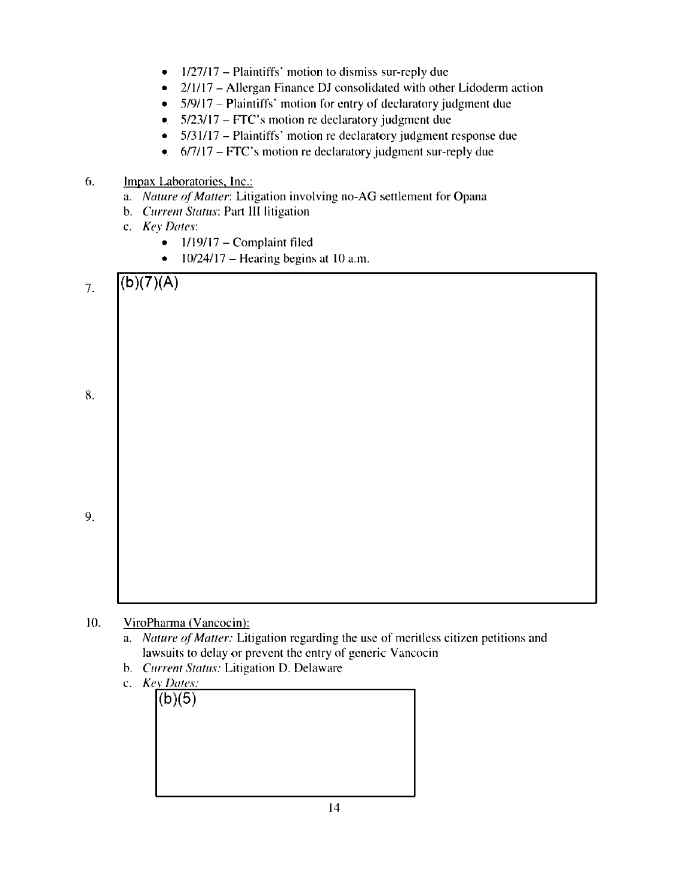- 1/27/17 – Plaintiffs' motion to dismiss sur-reply due
- 2/1/17 – Allergan Finance DJ consolidated with other Lidoderm action
- 5/9/17 – Plaintiffs' motion for entry of declaratory judgment due
- 5/23/17 – FTC's motion re declaratory judgment due
- 5/31/17 – Plaintiffs' motion re declaratory judgment response due
- 6/7/17 – FTC's motion re declaratory judgment sur-reply due

6. Impax Laboratories, Inc.:
   a. *Nature of Matter*: Litigation involving no-AG settlement for Opana
   b. *Current Status*: Part III litigation
   c. *Key Dates*:
      - 1/19/17 – Complaint filed
      - 10/24/17 – Hearing begins at 10 a.m.

7. (b)(7)(A)

8.

9.

10. ViroPharma (Vancocin):
    a. *Nature of Matter:* Litigation regarding the use of meritless citizen petitions and lawsuits to delay or prevent the entry of generic Vancocin
    b. *Current Status:* Litigation D. Delaware
    c. *Key Dates:*

       (b)(5)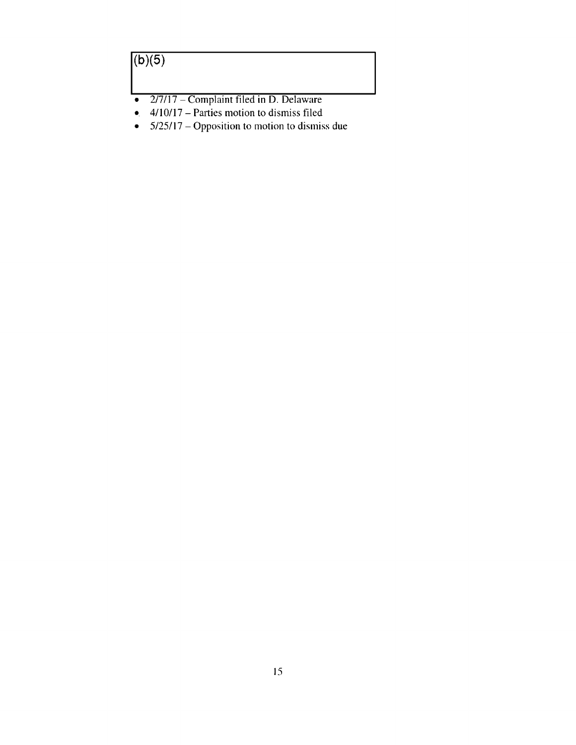(b)(5)

- 2/7/17 – Complaint filed in D. Delaware
- 4/10/17 – Parties motion to dismiss filed
- 5/25/17 – Opposition to motion to dismiss due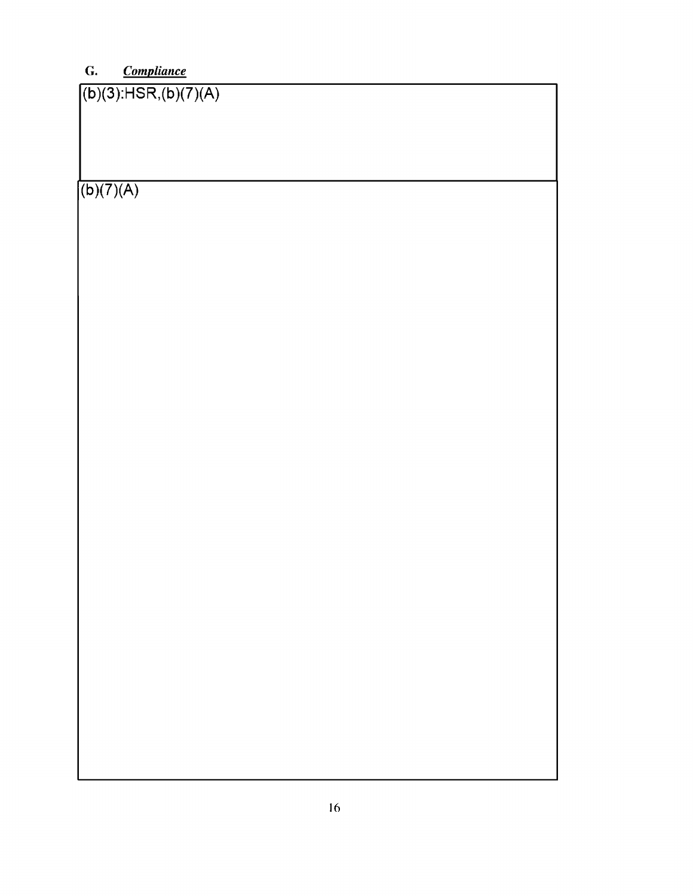## G. ***Compliance***

(b)(3):HSR,(b)(7)(A)

(b)(7)(A)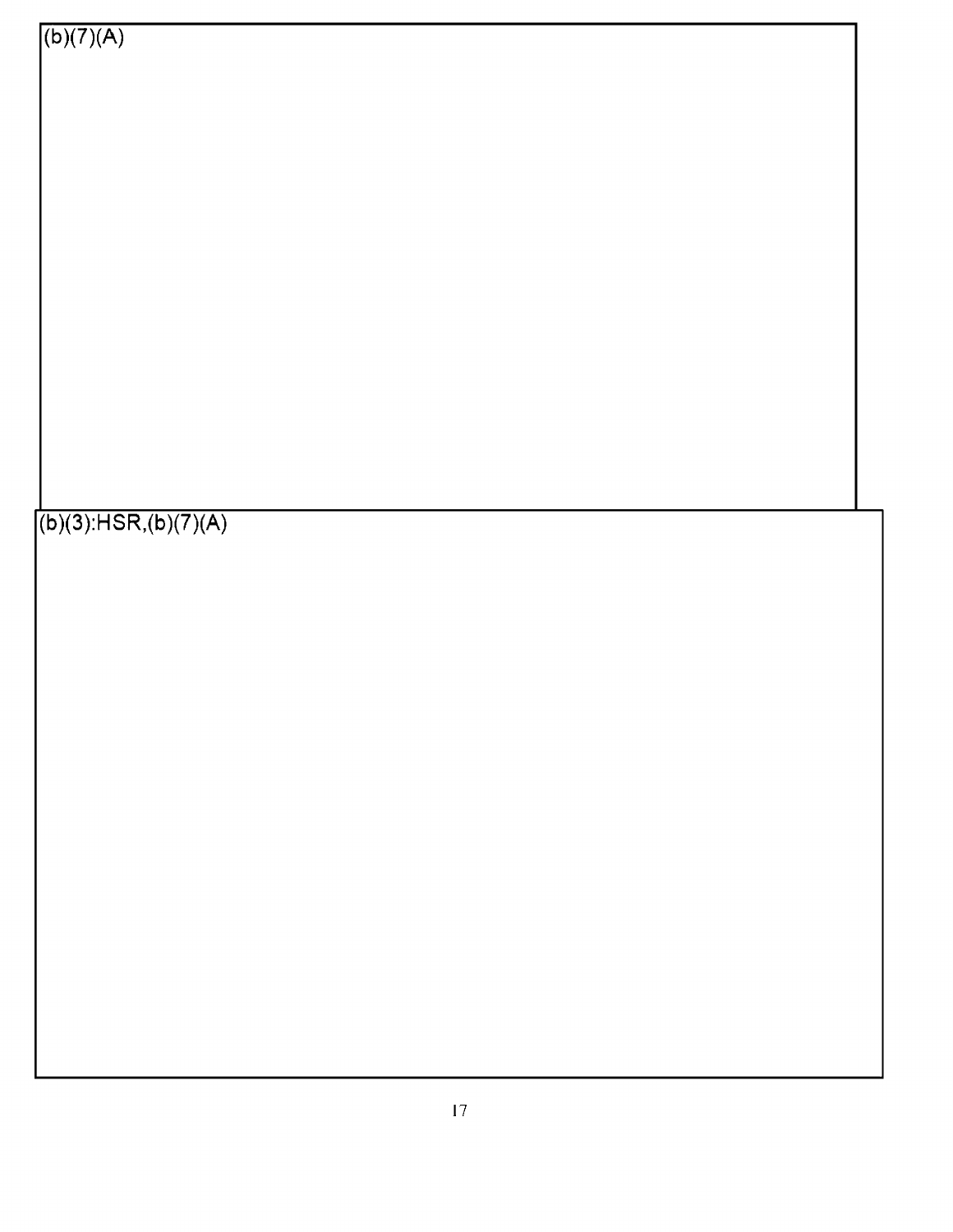(b)(7)(A)

(b)(3):HSR,(b)(7)(A)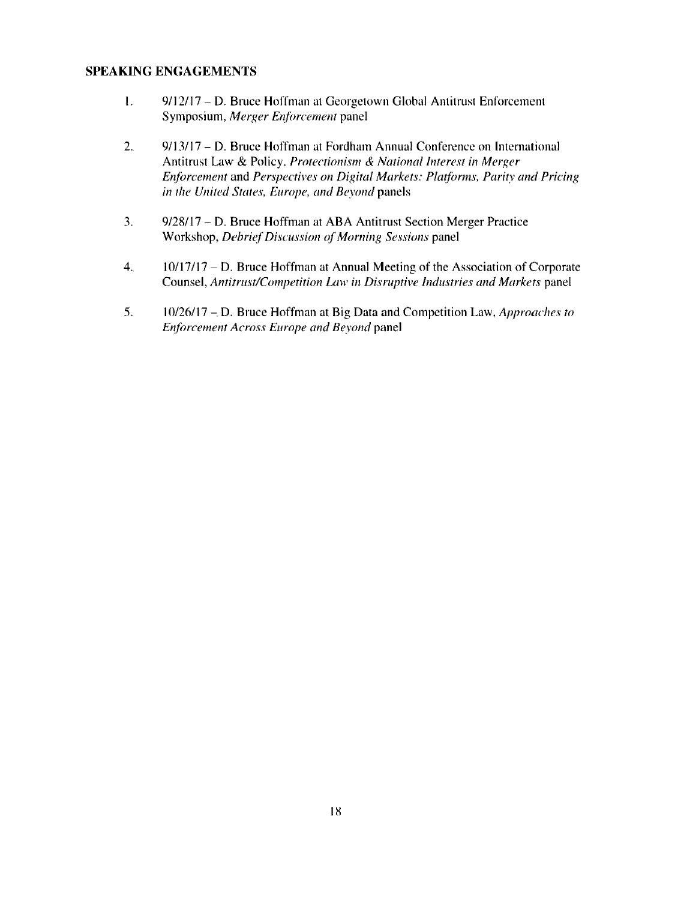**SPEAKING ENGAGEMENTS**

1. 9/12/17 – D. Bruce Hoffman at Georgetown Global Antitrust Enforcement Symposium, *Merger Enforcement* panel

2. 9/13/17 – D. Bruce Hoffman at Fordham Annual Conference on International Antitrust Law & Policy, *Protectionism & National Interest in Merger Enforcement* and *Perspectives on Digital Markets: Platforms, Parity and Pricing in the United States, Europe, and Beyond* panels

3. 9/28/17 – D. Bruce Hoffman at ABA Antitrust Section Merger Practice Workshop, *Debrief Discussion of Morning Sessions* panel

4. 10/17/17 – D. Bruce Hoffman at Annual Meeting of the Association of Corporate Counsel, *Antitrust/Competition Law in Disruptive Industries and Markets* panel

5. 10/26/17 – D. Bruce Hoffman at Big Data and Competition Law, *Approaches to Enforcement Across Europe and Beyond* panel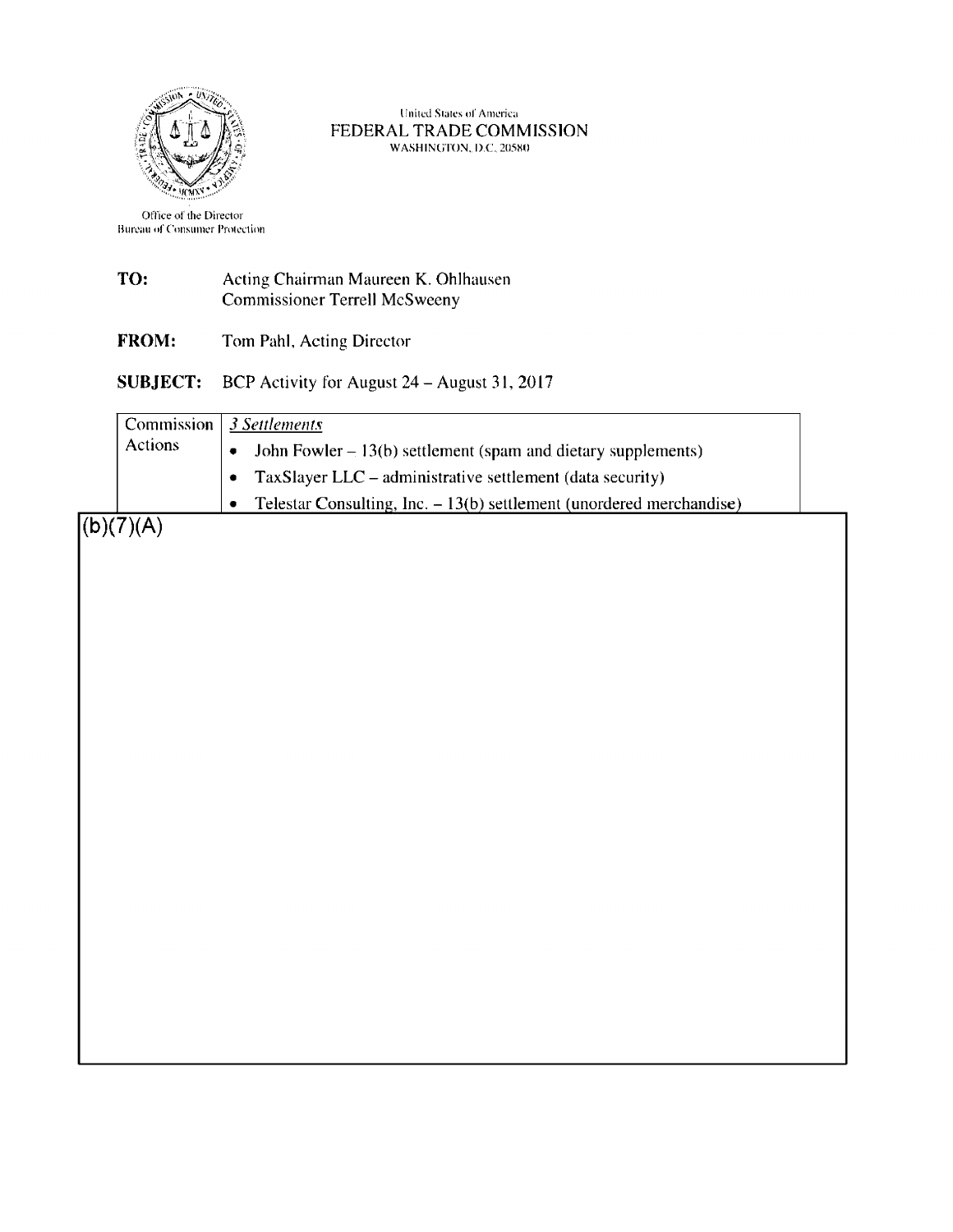United States of America
FEDERAL TRADE COMMISSION
WASHINGTON, D.C. 20580

Office of the Director
Bureau of Consumer Protection

**TO:** Acting Chairman Maureen K. Ohlhausen
Commissioner Terrell McSweeny

**FROM:** Tom Pahl, Acting Director

**SUBJECT:** BCP Activity for August 24 – August 31, 2017

| | |
|---|---|
| Commission Actions | *3 Settlements*<br>• John Fowler – 13(b) settlement (spam and dietary supplements)<br>• TaxSlayer LLC – administrative settlement (data security)<br>• Telestar Consulting, Inc. – 13(b) settlement (unordered merchandise) |

(b)(7)(A)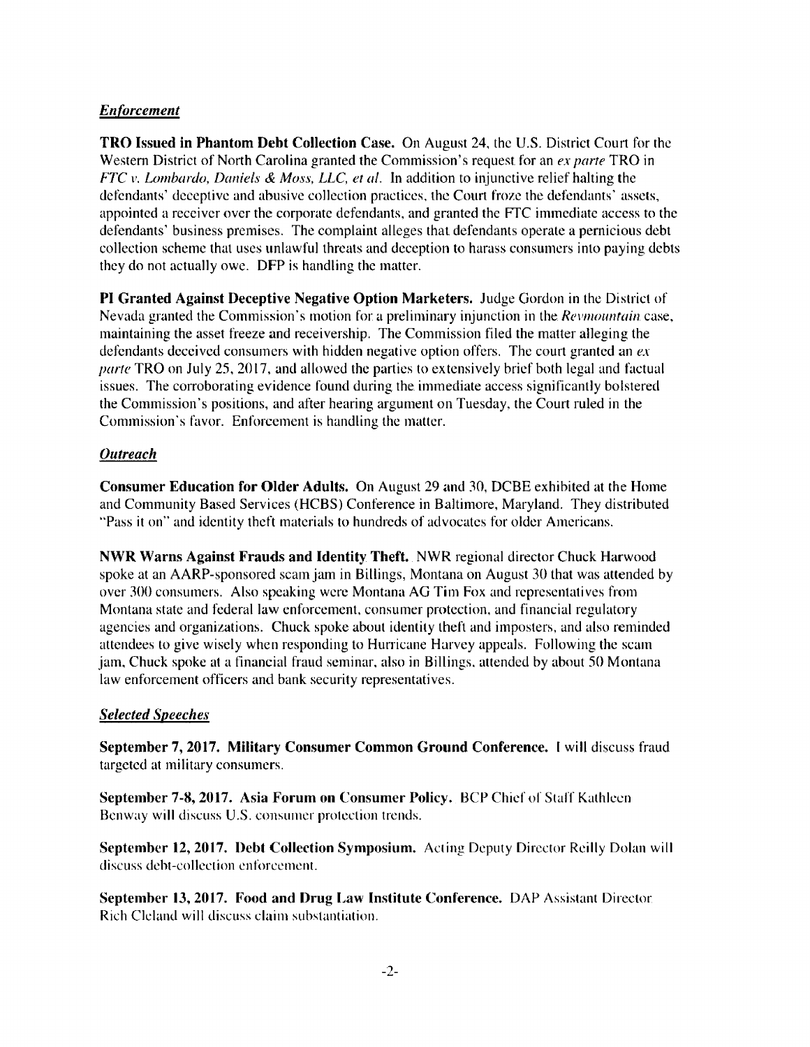***Enforcement***

**TRO Issued in Phantom Debt Collection Case.** On August 24, the U.S. District Court for the Western District of North Carolina granted the Commission's request for an *ex parte* TRO in *FTC v. Lombardo, Daniels & Moss, LLC, et al.* In addition to injunctive relief halting the defendants' deceptive and abusive collection practices, the Court froze the defendants' assets, appointed a receiver over the corporate defendants, and granted the FTC immediate access to the defendants' business premises. The complaint alleges that defendants operate a pernicious debt collection scheme that uses unlawful threats and deception to harass consumers into paying debts they do not actually owe. DFP is handling the matter.

**PI Granted Against Deceptive Negative Option Marketers.** Judge Gordon in the District of Nevada granted the Commission's motion for a preliminary injunction in the *Revmountain* case, maintaining the asset freeze and receivership. The Commission filed the matter alleging the defendants deceived consumers with hidden negative option offers. The court granted an *ex parte* TRO on July 25, 2017, and allowed the parties to extensively brief both legal and factual issues. The corroborating evidence found during the immediate access significantly bolstered the Commission's positions, and after hearing argument on Tuesday, the Court ruled in the Commission's favor. Enforcement is handling the matter.

***Outreach***

**Consumer Education for Older Adults.** On August 29 and 30, DCBE exhibited at the Home and Community Based Services (HCBS) Conference in Baltimore, Maryland. They distributed "Pass it on" and identity theft materials to hundreds of advocates for older Americans.

**NWR Warns Against Frauds and Identity Theft.** NWR regional director Chuck Harwood spoke at an AARP-sponsored scam jam in Billings, Montana on August 30 that was attended by over 300 consumers. Also speaking were Montana AG Tim Fox and representatives from Montana state and federal law enforcement, consumer protection, and financial regulatory agencies and organizations. Chuck spoke about identity theft and imposters, and also reminded attendees to give wisely when responding to Hurricane Harvey appeals. Following the scam jam, Chuck spoke at a financial fraud seminar, also in Billings, attended by about 50 Montana law enforcement officers and bank security representatives.

***Selected Speeches***

**September 7, 2017. Military Consumer Common Ground Conference.** I will discuss fraud targeted at military consumers.

**September 7-8, 2017. Asia Forum on Consumer Policy.** BCP Chief of Staff Kathleen Benway will discuss U.S. consumer protection trends.

**September 12, 2017. Debt Collection Symposium.** Acting Deputy Director Reilly Dolan will discuss debt-collection enforcement.

**September 13, 2017. Food and Drug Law Institute Conference.** DAP Assistant Director Rich Cleland will discuss claim substantiation.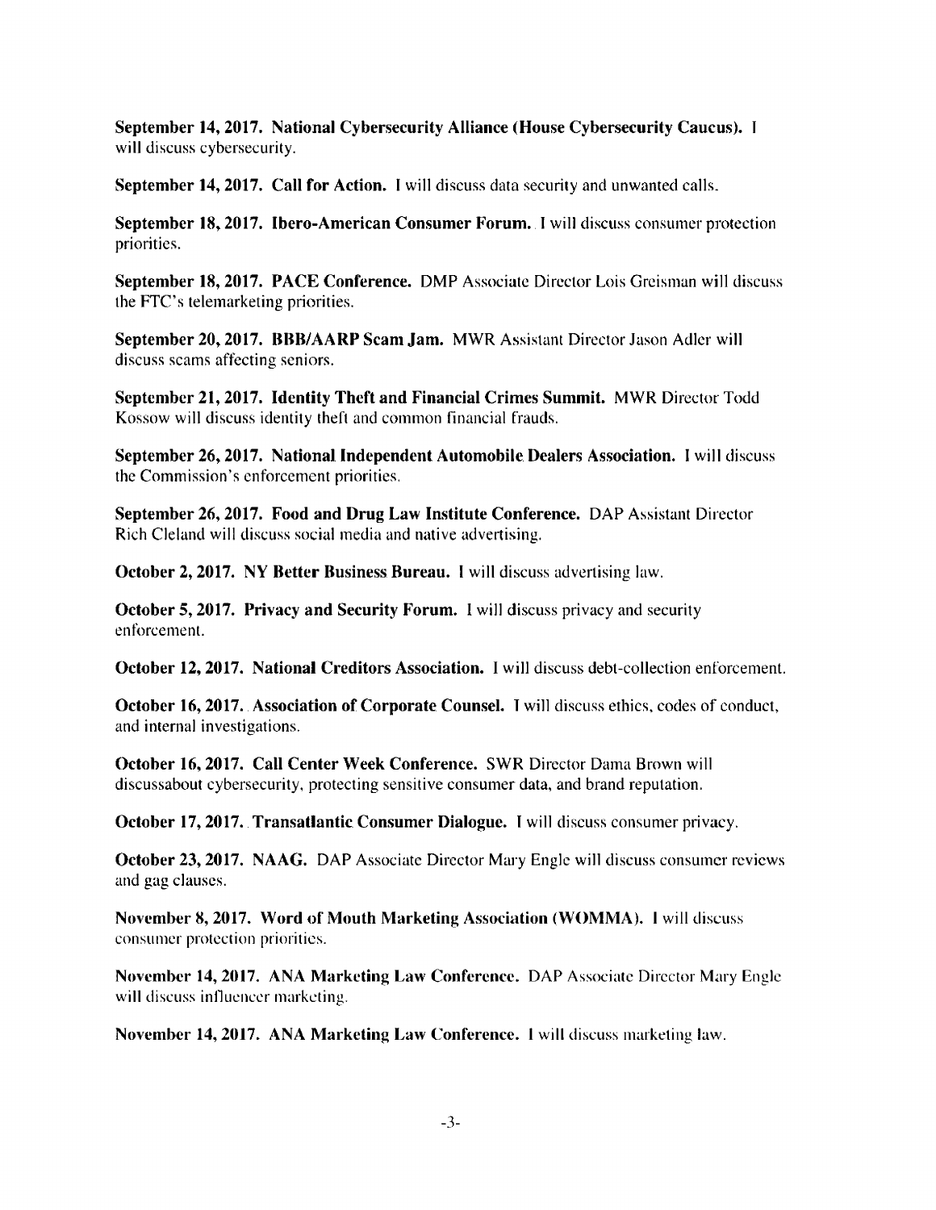**September 14, 2017. National Cybersecurity Alliance (House Cybersecurity Caucus).** I will discuss cybersecurity.

**September 14, 2017. Call for Action.** I will discuss data security and unwanted calls.

**September 18, 2017. Ibero-American Consumer Forum.** I will discuss consumer protection priorities.

**September 18, 2017. PACE Conference.** DMP Associate Director Lois Greisman will discuss the FTC's telemarketing priorities.

**September 20, 2017. BBB/AARP Scam Jam.** MWR Assistant Director Jason Adler will discuss scams affecting seniors.

**September 21, 2017. Identity Theft and Financial Crimes Summit.** MWR Director Todd Kossow will discuss identity theft and common financial frauds.

**September 26, 2017. National Independent Automobile Dealers Association.** I will discuss the Commission's enforcement priorities.

**September 26, 2017. Food and Drug Law Institute Conference.** DAP Assistant Director Rich Cleland will discuss social media and native advertising.

**October 2, 2017. NY Better Business Bureau.** I will discuss advertising law.

**October 5, 2017. Privacy and Security Forum.** I will discuss privacy and security enforcement.

**October 12, 2017. National Creditors Association.** I will discuss debt-collection enforcement.

**October 16, 2017. Association of Corporate Counsel.** I will discuss ethics, codes of conduct, and internal investigations.

**October 16, 2017. Call Center Week Conference.** SWR Director Dama Brown will discussabout cybersecurity, protecting sensitive consumer data, and brand reputation.

**October 17, 2017. Transatlantic Consumer Dialogue.** I will discuss consumer privacy.

**October 23, 2017. NAAG.** DAP Associate Director Mary Engle will discuss consumer reviews and gag clauses.

**November 8, 2017. Word of Mouth Marketing Association (WOMMA).** I will discuss consumer protection priorities.

**November 14, 2017. ANA Marketing Law Conference.** DAP Associate Director Mary Engle will discuss influencer marketing.

**November 14, 2017. ANA Marketing Law Conference.** I will discuss marketing law.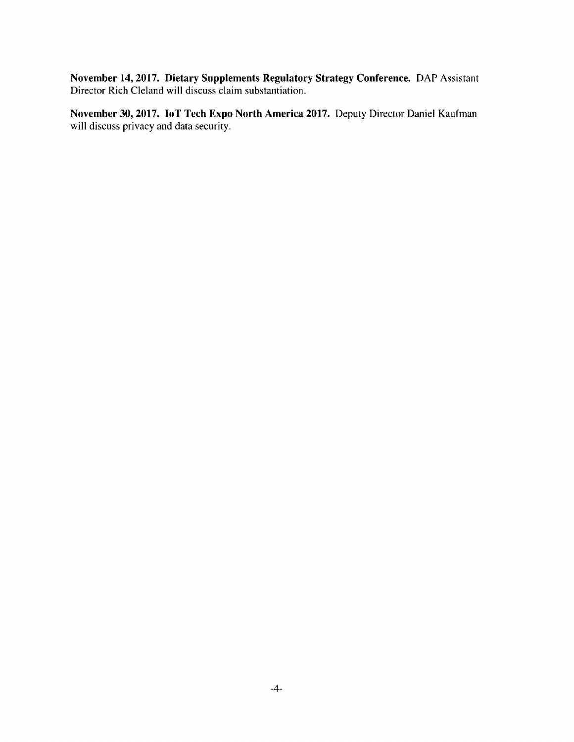**November 14, 2017. Dietary Supplements Regulatory Strategy Conference.** DAP Assistant Director Rich Cleland will discuss claim substantiation.

**November 30, 2017. IoT Tech Expo North America 2017.** Deputy Director Daniel Kaufman will discuss privacy and data security.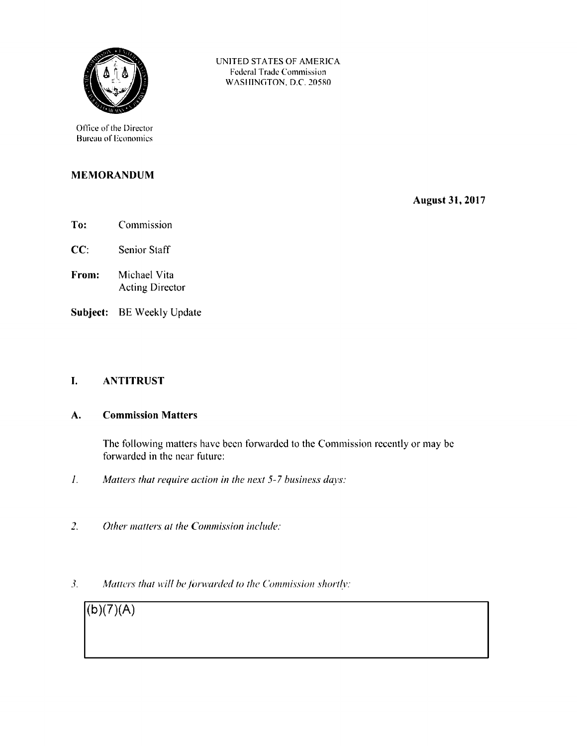UNITED STATES OF AMERICA
Federal Trade Commission
WASHINGTON, D.C. 20580

Office of the Director
Bureau of Economics

## MEMORANDUM

**August 31, 2017**

**To:** Commission

**CC:** Senior Staff

**From:** Michael Vita
Acting Director

**Subject:** BE Weekly Update

## I. ANTITRUST

### A. Commission Matters

The following matters have been forwarded to the Commission recently or may be forwarded in the near future:

1. *Matters that require action in the next 5-7 business days:*

2. *Other matters at the Commission include:*

3. *Matters that will be forwarded to the Commission shortly:*

(b)(7)(A)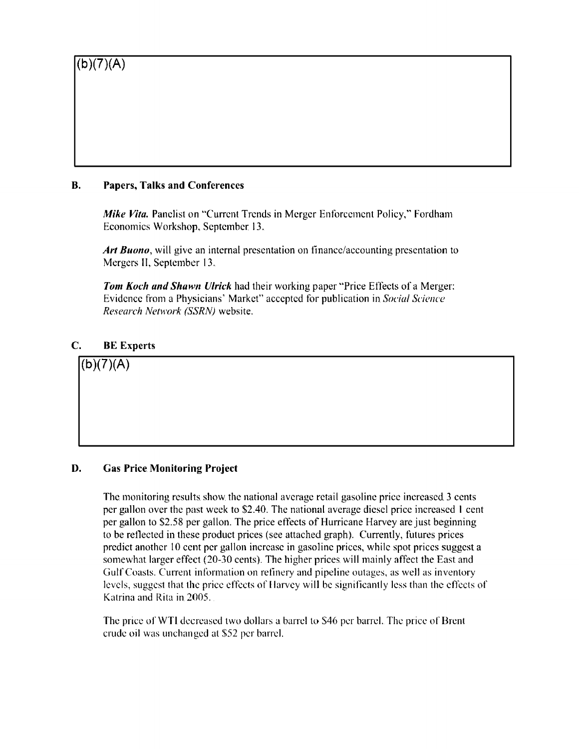(b)(7)(A)

### B. Papers, Talks and Conferences

***Mike Vita.*** Panelist on "Current Trends in Merger Enforcement Policy," Fordham Economics Workshop, September 13.

***Art Buono***, will give an internal presentation on finance/accounting presentation to Mergers II, September 13.

***Tom Koch and Shawn Ulrick*** had their working paper "Price Effects of a Merger: Evidence from a Physicians' Market" accepted for publication in *Social Science Research Network (SSRN)* website.

### C. BE Experts

(b)(7)(A)

### D. Gas Price Monitoring Project

The monitoring results show the national average retail gasoline price increased 3 cents per gallon over the past week to $2.40. The national average diesel price increased 1 cent per gallon to $2.58 per gallon. The price effects of Hurricane Harvey are just beginning to be reflected in these product prices (see attached graph). Currently, futures prices predict another 10 cent per gallon increase in gasoline prices, while spot prices suggest a somewhat larger effect (20-30 cents). The higher prices will mainly affect the East and Gulf Coasts. Current information on refinery and pipeline outages, as well as inventory levels, suggest that the price effects of Harvey will be significantly less than the effects of Katrina and Rita in 2005.

The price of WTI decreased two dollars a barrel to $46 per barrel. The price of Brent crude oil was unchanged at $52 per barrel.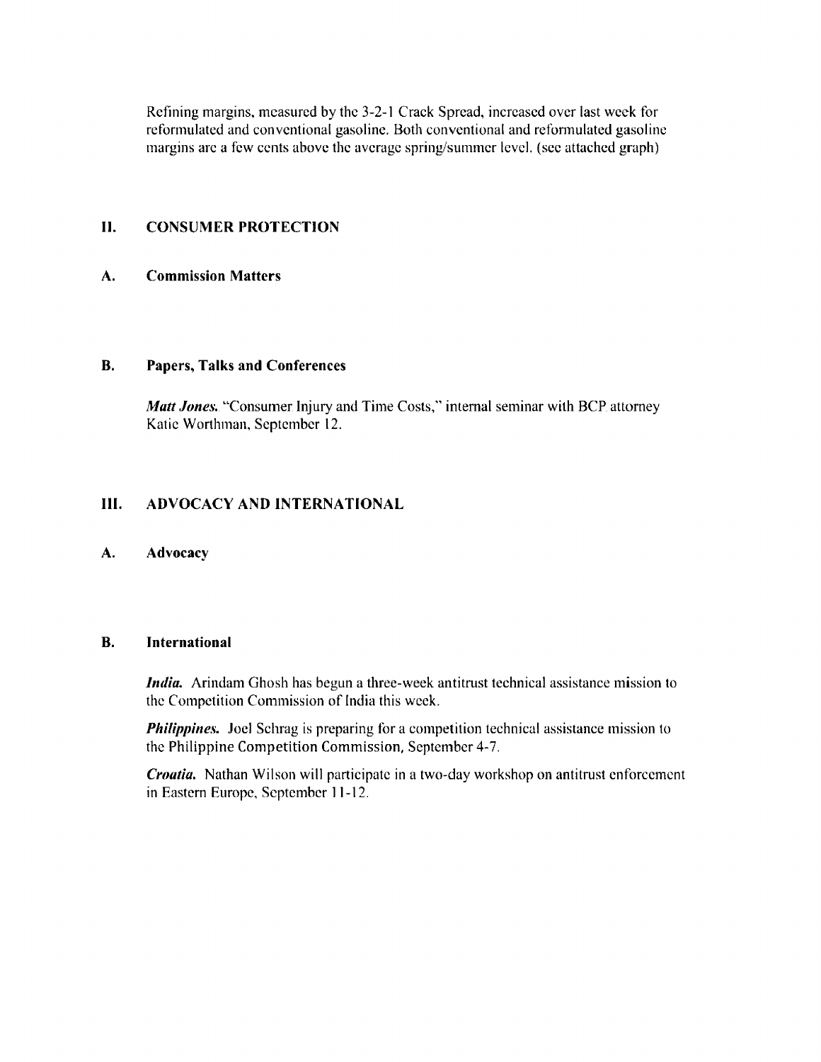Refining margins, measured by the 3-2-1 Crack Spread, increased over last week for reformulated and conventional gasoline. Both conventional and reformulated gasoline margins are a few cents above the average spring/summer level. (see attached graph)

## II. CONSUMER PROTECTION

### A. Commission Matters

### B. Papers, Talks and Conferences

***Matt Jones.*** "Consumer Injury and Time Costs," internal seminar with BCP attorney Katie Worthman, September 12.

## III. ADVOCACY AND INTERNATIONAL

### A. Advocacy

### B. International

***India.*** Arindam Ghosh has begun a three-week antitrust technical assistance mission to the Competition Commission of India this week.

***Philippines.*** Joel Schrag is preparing for a competition technical assistance mission to the Philippine Competition Commission, September 4-7.

***Croatia.*** Nathan Wilson will participate in a two-day workshop on antitrust enforcement in Eastern Europe, September 11-12.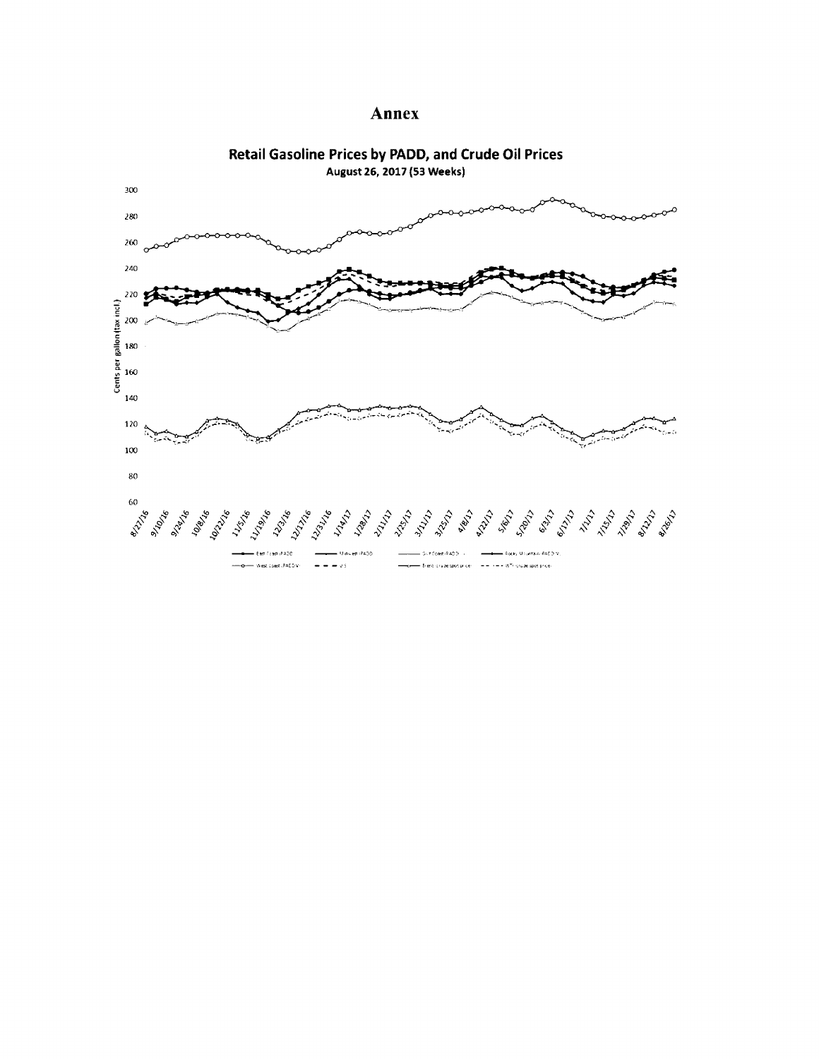# Annex

**Retail Gasoline Prices by PADD, and Crude Oil Prices**
**August 26, 2017 (53 Weeks)**

Cents per gallon (tax incl.)

300
280
260
240
220
200
180
160
140
120
100
80
60

8/27/16 9/10/16 9/24/16 10/8/16 10/22/16 11/5/16 11/19/16 12/3/16 12/17/16 12/31/16 1/14/17 1/28/17 2/11/17 2/25/17 3/11/17 3/25/17 4/8/17 4/22/17 5/6/17 5/20/17 6/3/17 6/17/17 7/1/17 7/15/17 7/29/17 8/12/17 8/26/17

East Coast (PADD I) — Midwest (PADD II) — Gulf Coast (PADD III) — Rocky Mountain (PADD IV) — West Coast (PADD V) — U.S. — Brent crude spot price — WTI crude spot price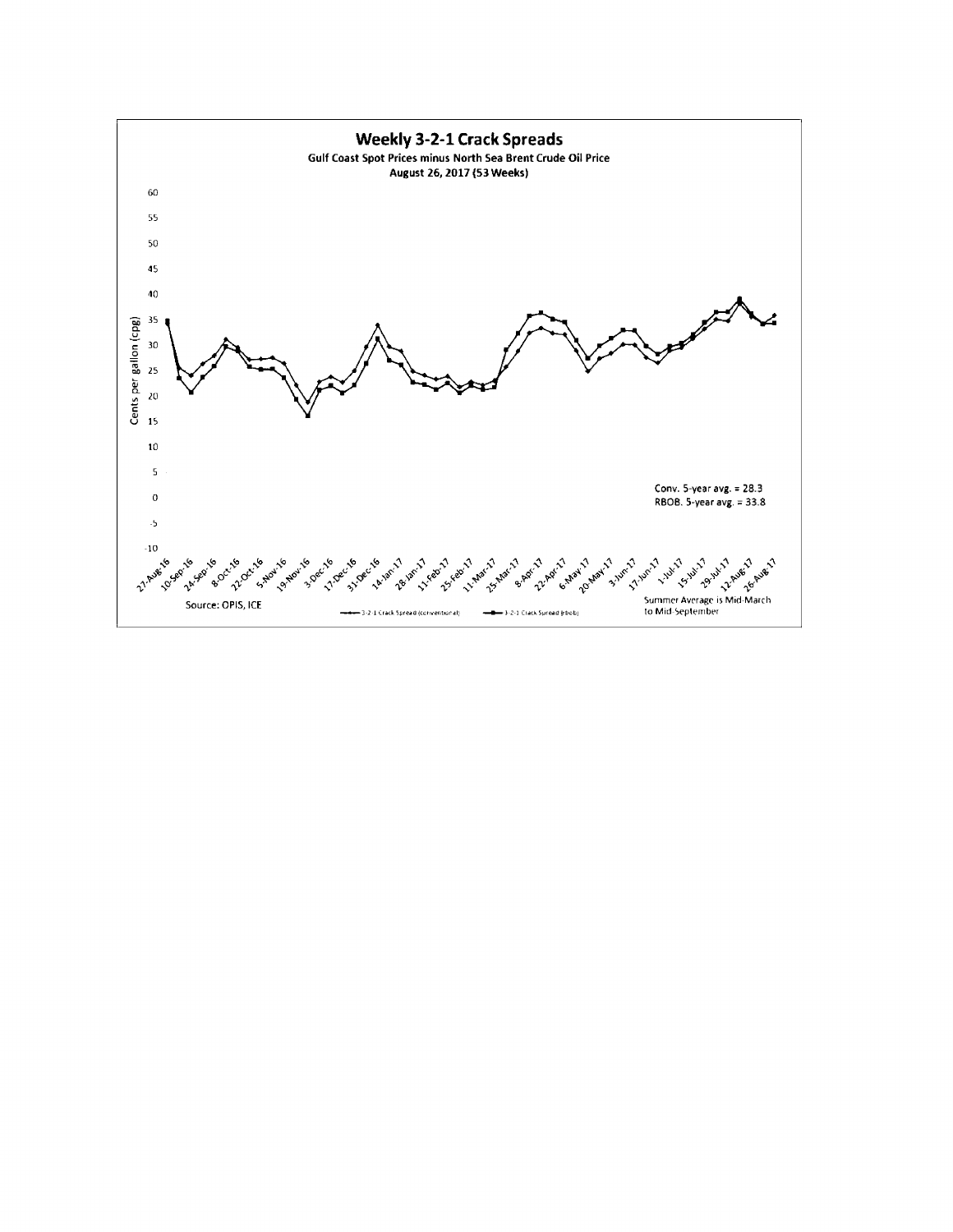**Weekly 3-2-1 Crack Spreads**

**Gulf Coast Spot Prices minus North Sea Brent Crude Oil Price**

**August 26, 2017 (53 Weeks)**

Cents per gallon (cpg)

60
55
50
45
40
35
30
25
20
15
10
5
0
-5
-10

27-Aug-16
10-Sep-16
24-Sep-16
8-Oct-16
22-Oct-16
5-Nov-16
19-Nov-16
3-Dec-16
17-Dec-16
31-Dec-16
14-Jan-17
28-Jan-17
11-Feb-17
25-Feb-17
11-Mar-17
25-Mar-17
8-Apr-17
22-Apr-17
6-May-17
20-May-17
3-Jun-17
17-Jun-17
1-Jul-17
15-Jul-17
29-Jul-17
12-Aug-17
26-Aug-17

Conv. 5-year avg. = 28.3

RBOB. 5-year avg. = 33.8

Source: OPIS, ICE

3-2-1 Crack Spread (conventional)

3-2-1 Crack Spread (rbob)

Summer Average is Mid-March to Mid-September